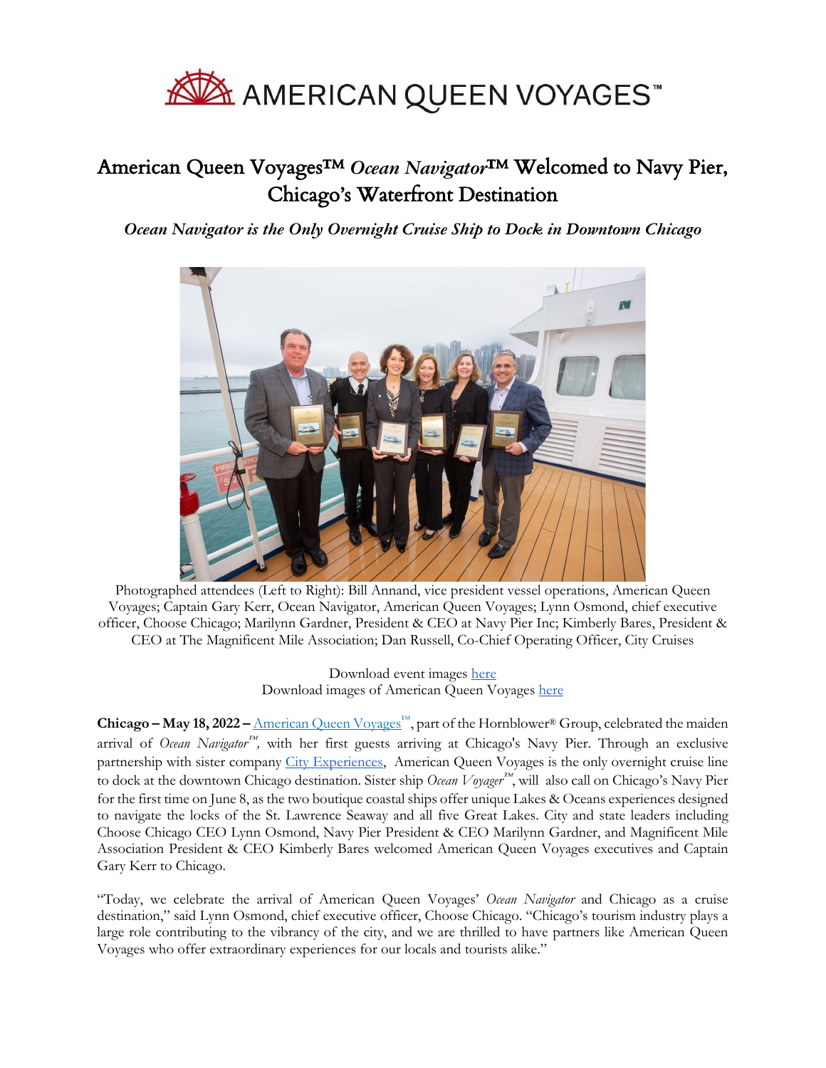AMERICAN QUEEN VOYAGES™

# American Queen Voyages™ *Ocean Navigator*™ Welcomed to Navy Pier, Chicago's Waterfront Destination

***Ocean Navigator is the Only Overnight Cruise Ship to Dock in Downtown Chicago***

Photographed attendees (Left to Right): Bill Annand, vice president vessel operations, American Queen Voyages; Captain Gary Kerr, Ocean Navigator, American Queen Voyages; Lynn Osmond, chief executive officer, Choose Chicago; Marilynn Gardner, President & CEO at Navy Pier Inc; Kimberly Bares, President & CEO at The Magnificent Mile Association; Dan Russell, Co-Chief Operating Officer, City Cruises

Download event images here
Download images of American Queen Voyages here

**Chicago – May 18, 2022 –** American Queen Voyages™, part of the Hornblower® Group, celebrated the maiden arrival of *Ocean Navigator™,* with her first guests arriving at Chicago's Navy Pier. Through an exclusive partnership with sister company City Experiences, American Queen Voyages is the only overnight cruise line to dock at the downtown Chicago destination. Sister ship *Ocean Voyager™*, will also call on Chicago's Navy Pier for the first time on June 8, as the two boutique coastal ships offer unique Lakes & Oceans experiences designed to navigate the locks of the St. Lawrence Seaway and all five Great Lakes. City and state leaders including Choose Chicago CEO Lynn Osmond, Navy Pier President & CEO Marilynn Gardner, and Magnificent Mile Association President & CEO Kimberly Bares welcomed American Queen Voyages executives and Captain Gary Kerr to Chicago.

"Today, we celebrate the arrival of American Queen Voyages' *Ocean Navigator* and Chicago as a cruise destination," said Lynn Osmond, chief executive officer, Choose Chicago. "Chicago's tourism industry plays a large role contributing to the vibrancy of the city, and we are thrilled to have partners like American Queen Voyages who offer extraordinary experiences for our locals and tourists alike."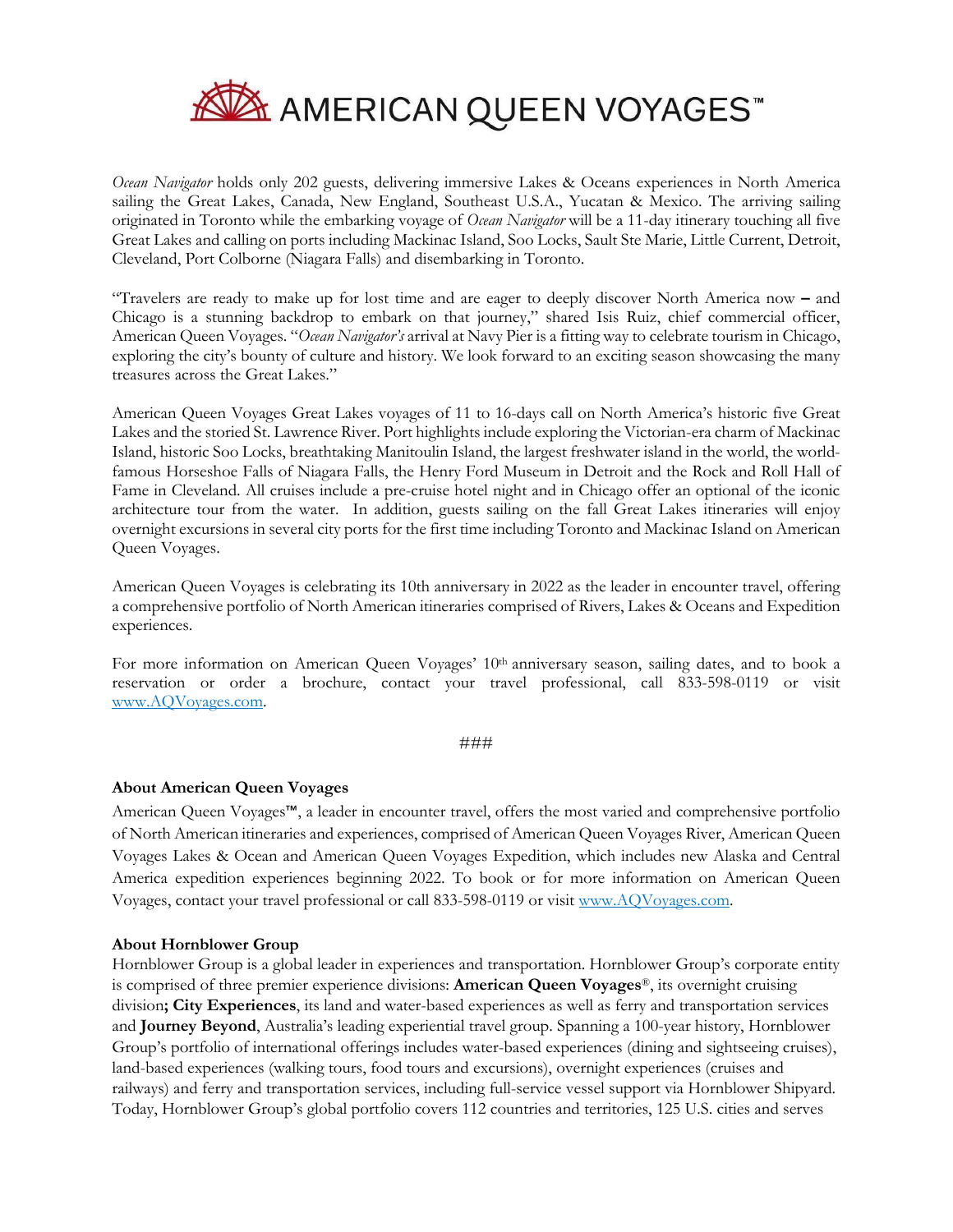*Ocean Navigator* holds only 202 guests, delivering immersive Lakes & Oceans experiences in North America sailing the Great Lakes, Canada, New England, Southeast U.S.A., Yucatan & Mexico. The arriving sailing originated in Toronto while the embarking voyage of *Ocean Navigator* will be a 11-day itinerary touching all five Great Lakes and calling on ports including Mackinac Island, Soo Locks, Sault Ste Marie, Little Current, Detroit, Cleveland, Port Colborne (Niagara Falls) and disembarking in Toronto.

"Travelers are ready to make up for lost time and are eager to deeply discover North America now – and Chicago is a stunning backdrop to embark on that journey," shared Isis Ruiz, chief commercial officer, American Queen Voyages. "*Ocean Navigator's* arrival at Navy Pier is a fitting way to celebrate tourism in Chicago, exploring the city's bounty of culture and history. We look forward to an exciting season showcasing the many treasures across the Great Lakes."

American Queen Voyages Great Lakes voyages of 11 to 16-days call on North America's historic five Great Lakes and the storied St. Lawrence River. Port highlights include exploring the Victorian-era charm of Mackinac Island, historic Soo Locks, breathtaking Manitoulin Island, the largest freshwater island in the world, the world-famous Horseshoe Falls of Niagara Falls, the Henry Ford Museum in Detroit and the Rock and Roll Hall of Fame in Cleveland. All cruises include a pre-cruise hotel night and in Chicago offer an optional of the iconic architecture tour from the water. In addition, guests sailing on the fall Great Lakes itineraries will enjoy overnight excursions in several city ports for the first time including Toronto and Mackinac Island on American Queen Voyages.

American Queen Voyages is celebrating its 10th anniversary in 2022 as the leader in encounter travel, offering a comprehensive portfolio of North American itineraries comprised of Rivers, Lakes & Oceans and Expedition experiences.

For more information on American Queen Voyages' 10th anniversary season, sailing dates, and to book a reservation or order a brochure, contact your travel professional, call 833-598-0119 or visit www.AQVoyages.com.

###

**About American Queen Voyages**

American Queen Voyages™, a leader in encounter travel, offers the most varied and comprehensive portfolio of North American itineraries and experiences, comprised of American Queen Voyages River, American Queen Voyages Lakes & Ocean and American Queen Voyages Expedition, which includes new Alaska and Central America expedition experiences beginning 2022. To book or for more information on American Queen Voyages, contact your travel professional or call 833-598-0119 or visit www.AQVoyages.com.

**About Hornblower Group**

Hornblower Group is a global leader in experiences and transportation. Hornblower Group's corporate entity is comprised of three premier experience divisions: **American Queen Voyages**®, its overnight cruising division**;** **City Experiences**, its land and water-based experiences as well as ferry and transportation services and **Journey Beyond**, Australia's leading experiential travel group. Spanning a 100-year history, Hornblower Group's portfolio of international offerings includes water-based experiences (dining and sightseeing cruises), land-based experiences (walking tours, food tours and excursions), overnight experiences (cruises and railways) and ferry and transportation services, including full-service vessel support via Hornblower Shipyard. Today, Hornblower Group's global portfolio covers 112 countries and territories, 125 U.S. cities and serves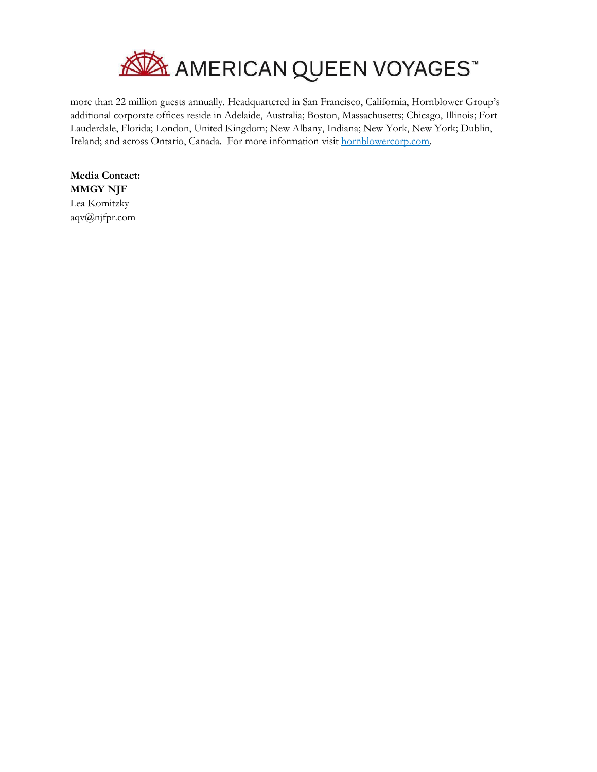more than 22 million guests annually. Headquartered in San Francisco, California, Hornblower Group's additional corporate offices reside in Adelaide, Australia; Boston, Massachusetts; Chicago, Illinois; Fort Lauderdale, Florida; London, United Kingdom; New Albany, Indiana; New York, New York; Dublin, Ireland; and across Ontario, Canada. For more information visit [hornblowercorp.com](hornblowercorp.com).

**Media Contact:**
**MMGY NJF**
Lea Komitzky
aqv@njfpr.com